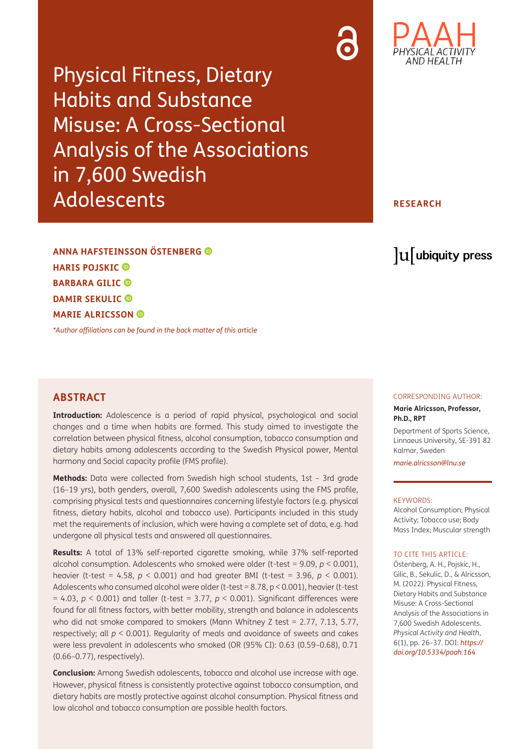# Physical Fitness, Dietary Habits and Substance Misuse: A Cross-Sectional Analysis of the Associations in 7,600 Swedish Adolescents

PAAH PHYSICAL ACTIVITY AND HEALTH

**RESEARCH**

ubiquity press

**ANNA HAFSTEINSSON ÖSTENBERG**
**HARIS POJSKIC**
**BARBARA GILIC**
**DAMIR SEKULIC**
**MARIE ALRICSSON**

*\*Author affiliations can be found in the back matter of this article*

## ABSTRACT

**Introduction:** Adolescence is a period of rapid physical, psychological and social changes and a time when habits are formed. This study aimed to investigate the correlation between physical fitness, alcohol consumption, tobacco consumption and dietary habits among adolescents according to the Swedish Physical power, Mental harmony and Social capacity profile (FMS profile).

**Methods:** Data were collected from Swedish high school students, 1st – 3rd grade (16–19 yrs), both genders, overall, 7,600 Swedish adolescents using the FMS profile, comprising physical tests and questionnaires concerning lifestyle factors (e.g. physical fitness, dietary habits, alcohol and tobacco use). Participants included in this study met the requirements of inclusion, which were having a complete set of data, e.g. had undergone all physical tests and answered all questionnaires.

**Results:** A total of 13% self-reported cigarette smoking, while 37% self-reported alcohol consumption. Adolescents who smoked were older (t-test = 9.09, $p < 0.001$), heavier (t-test = 4.58, $p < 0.001$) and had greater BMI (t-test = 3.96, $p < 0.001$). Adolescents who consumed alcohol were older (t-test = 8.78, $p < 0.001$), heavier (t-test = 4.03, $p < 0.001$) and taller (t-test = 3.77, $p < 0.001$). Significant differences were found for all fitness factors, with better mobility, strength and balance in adolescents who did not smoke compared to smokers (Mann Whitney Z test = 2.77, 7.13, 5.77, respectively; all $p < 0.001$). Regularity of meals and avoidance of sweets and cakes were less prevalent in adolescents who smoked (OR (95% CI): 0.63 (0.59–0.68), 0.71 (0.66–0.77), respectively).

**Conclusion:** Among Swedish adolescents, tobacco and alcohol use increase with age. However, physical fitness is consistently protective against tobacco consumption, and dietary habits are mostly protective against alcohol consumption. Physical fitness and low alcohol and tobacco consumption are possible health factors.

CORRESPONDING AUTHOR:

**Marie Alricsson, Professor, Ph.D., RPT**

Department of Sports Science, Linnaeus University, SE-391 82 Kalmar, Sweden

*marie.alricsson@lnu.se*

KEYWORDS:

Alcohol Consumption; Physical Activity; Tobacco use; Body Mass Index; Muscular strength

TO CITE THIS ARTICLE:

Östenberg, A. H., Pojskic, H., Gilic, B., Sekulic, D., & Alricsson, M. (2022). Physical Fitness, Dietary Habits and Substance Misuse: A Cross-Sectional Analysis of the Associations in 7,600 Swedish Adolescents. *Physical Activity and Health*, 6(1), pp. 26–37. DOI: *https://doi.org/10.5334/paah.164*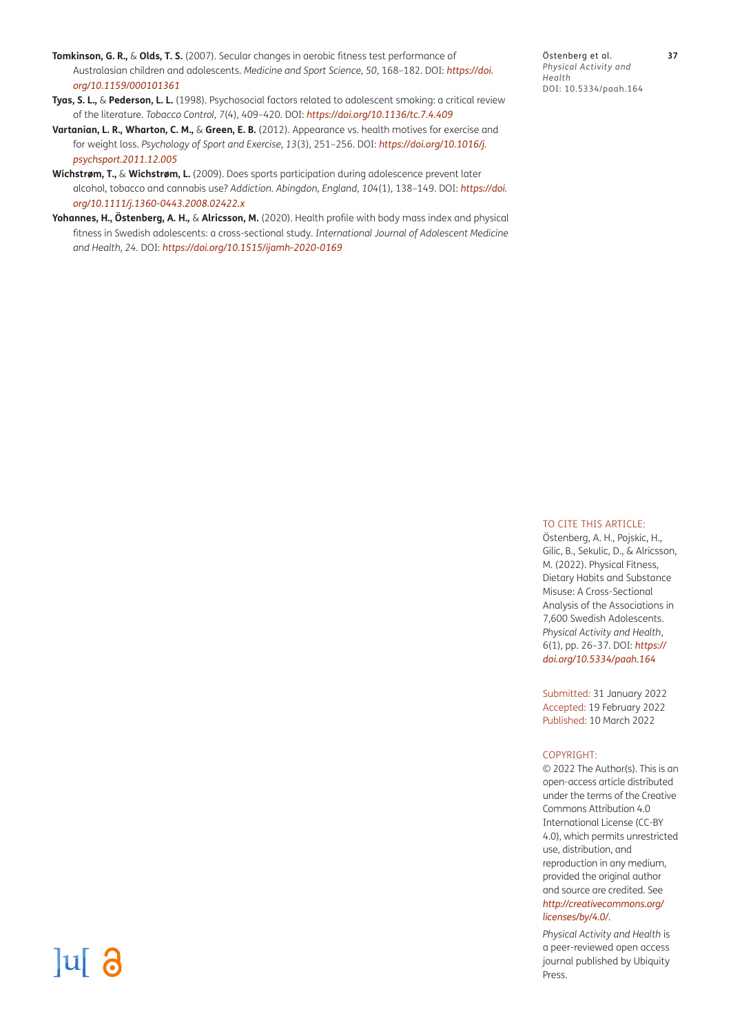**Tomkinson, G. R.,** & **Olds, T. S.** (2007). Secular changes in aerobic fitness test performance of Australasian children and adolescents. *Medicine and Sport Science, 50*, 168–182. DOI: *https://doi.org/10.1159/000101361*

**Tyas, S. L.,** & **Pederson, L. L.** (1998). Psychosocial factors related to adolescent smoking: a critical review of the literature. *Tobacco Control, 7*(4), 409–420. DOI: *https://doi.org/10.1136/tc.7.4.409*

**Vartanian, L. R., Wharton, C. M.,** & **Green, E. B.** (2012). Appearance vs. health motives for exercise and for weight loss. *Psychology of Sport and Exercise, 13*(3), 251–256. DOI: *https://doi.org/10.1016/j.psychsport.2011.12.005*

**Wichstrøm, T.,** & **Wichstrøm, L.** (2009). Does sports participation during adolescence prevent later alcohol, tobacco and cannabis use? *Addiction. Abingdon, England, 104*(1), 138–149. DOI: *https://doi.org/10.1111/j.1360-0443.2008.02422.x*

**Yohannes, H., Östenberg, A. H.,** & **Alricsson, M.** (2020). Health profile with body mass index and physical fitness in Swedish adolescents: a cross-sectional study. *International Journal of Adolescent Medicine and Health, 24*. DOI: *https://doi.org/10.1515/ijamh-2020-0169*

TO CITE THIS ARTICLE:

Östenberg, A. H., Pojskic, H., Gilic, B., Sekulic, D., & Alricsson, M. (2022). Physical Fitness, Dietary Habits and Substance Misuse: A Cross-Sectional Analysis of the Associations in 7,600 Swedish Adolescents. *Physical Activity and Health*, 6(1), pp. 26–37. DOI: *https://doi.org/10.5334/paah.164*

Submitted: 31 January 2022
Accepted: 19 February 2022
Published: 10 March 2022

COPYRIGHT:

© 2022 The Author(s). This is an open-access article distributed under the terms of the Creative Commons Attribution 4.0 International License (CC-BY 4.0), which permits unrestricted use, distribution, and reproduction in any medium, provided the original author and source are credited. See *http://creativecommons.org/licenses/by/4.0/*.

*Physical Activity and Health* is a peer-reviewed open access journal published by Ubiquity Press.